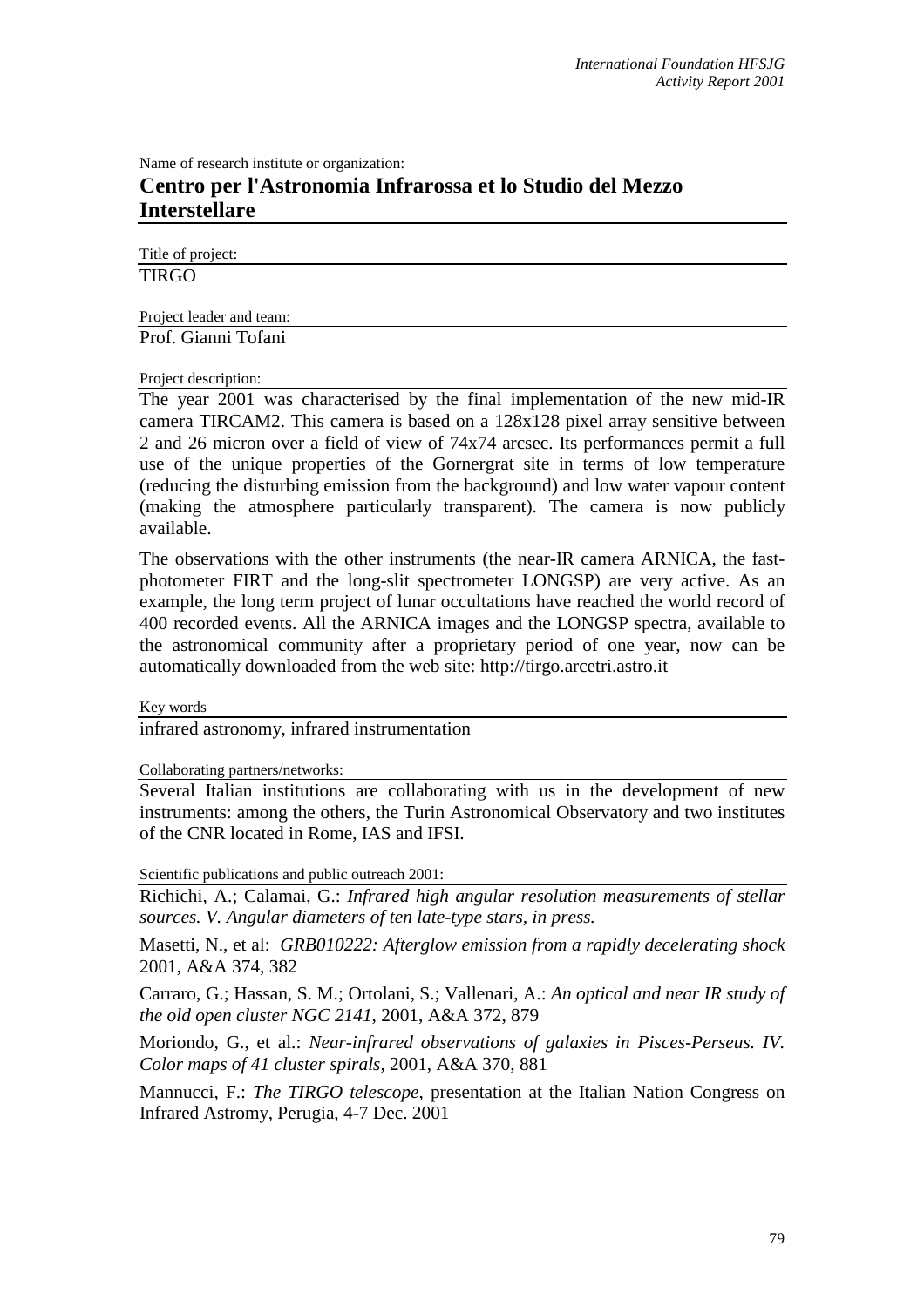Name of research institute or organization:

## Centro per l'Astronomia Infrarossa et lo Studio del Mezzo Interstellare

Title of project:

TIRGO

Project leader and team:

Prof. Gianni Tofani

Project description:

The year 2001 was characterised by the final implementation of the new mid-IR camera TIRCAM2. This camera is based on a 128x128 pixel array sensitive between 2 and 26 micron over a field of view of 74x74 arcsec. Its performances permit a full use of the unique properties of the Gornergrat site in terms of low temperature (reducing the disturbing emission from the background) and low water vapour content (making the atmosphere particularly transparent). The camera is now publicly available.

The observations with the other instruments (the near-IR camera ARNICA, the fast-photometer FIRT and the long-slit spectrometer LONGSP) are very active. As an example, the long term project of lunar occultations have reached the world record of 400 recorded events. All the ARNICA images and the LONGSP spectra, available to the astronomical community after a proprietary period of one year, now can be automatically downloaded from the web site: http://tirgo.arcetri.astro.it

Key words

infrared astronomy, infrared instrumentation

Collaborating partners/networks:

Several Italian institutions are collaborating with us in the development of new instruments: among the others, the Turin Astronomical Observatory and two institutes of the CNR located in Rome, IAS and IFSI.

Scientific publications and public outreach 2001:

Richichi, A.; Calamai, G.: *Infrared high angular resolution measurements of stellar sources. V. Angular diameters of ten late-type stars, in press.*

Masetti, N., et al: *GRB010222: Afterglow emission from a rapidly decelerating shock* 2001, A&A 374, 382

Carraro, G.; Hassan, S. M.; Ortolani, S.; Vallenari, A.: *An optical and near IR study of the old open cluster NGC 2141*, 2001, A&A 372, 879

Moriondo, G., et al.: *Near-infrared observations of galaxies in Pisces-Perseus. IV. Color maps of 41 cluster spirals*, 2001, A&A 370, 881

Mannucci, F.: *The TIRGO telescope*, presentation at the Italian Nation Congress on Infrared Astromy, Perugia, 4-7 Dec. 2001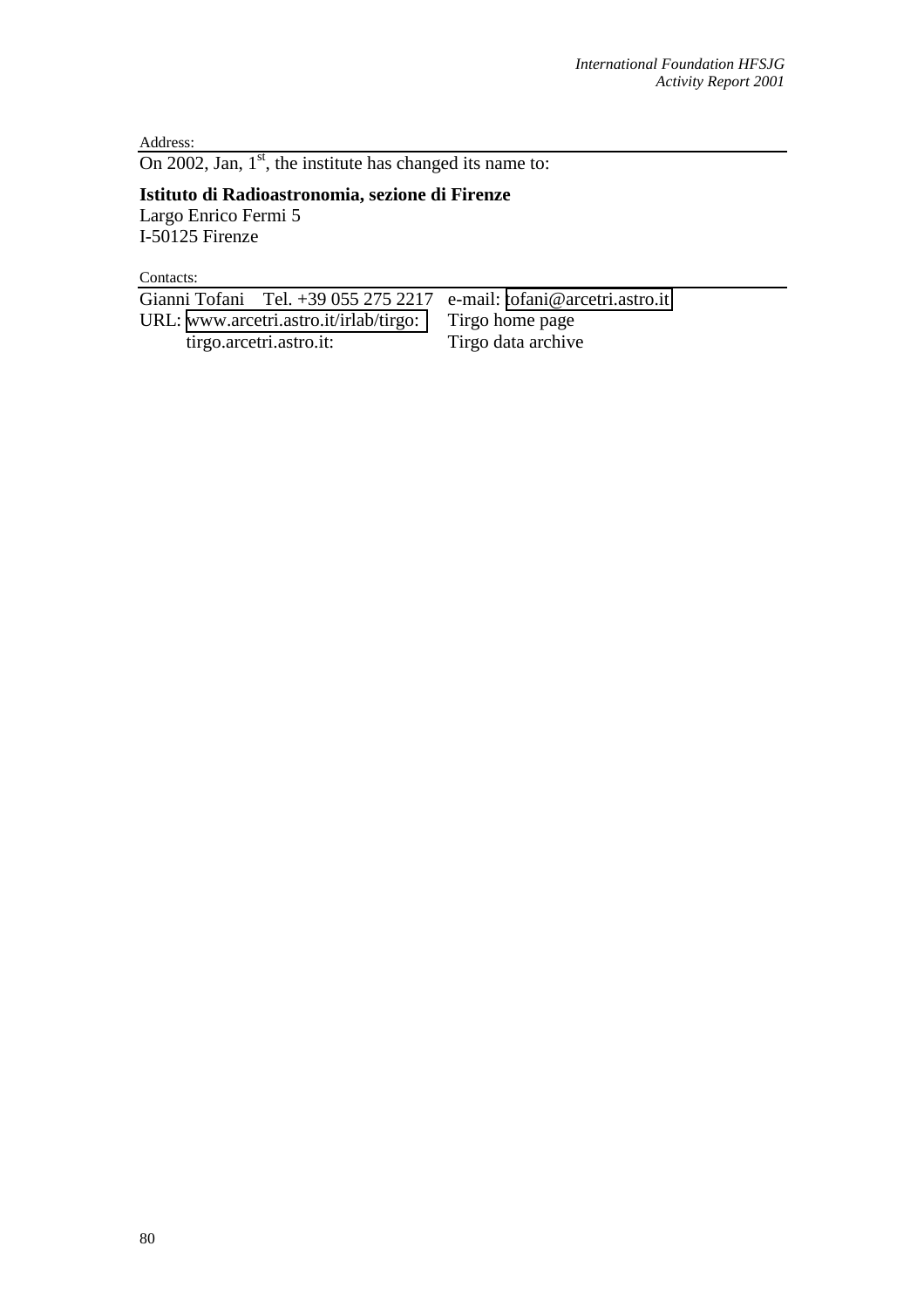Address:

On 2002, Jan, 1st, the institute has changed its name to:

**Istituto di Radioastronomia, sezione di Firenze**
Largo Enrico Fermi 5
I-50125 Firenze

Contacts:

Gianni Tofani Tel. +39 055 275 2217 e-mail: tofani@arcetri.astro.it
URL: www.arcetri.astro.it/irlab/tirgo: Tirgo home page
tirgo.arcetri.astro.it: Tirgo data archive